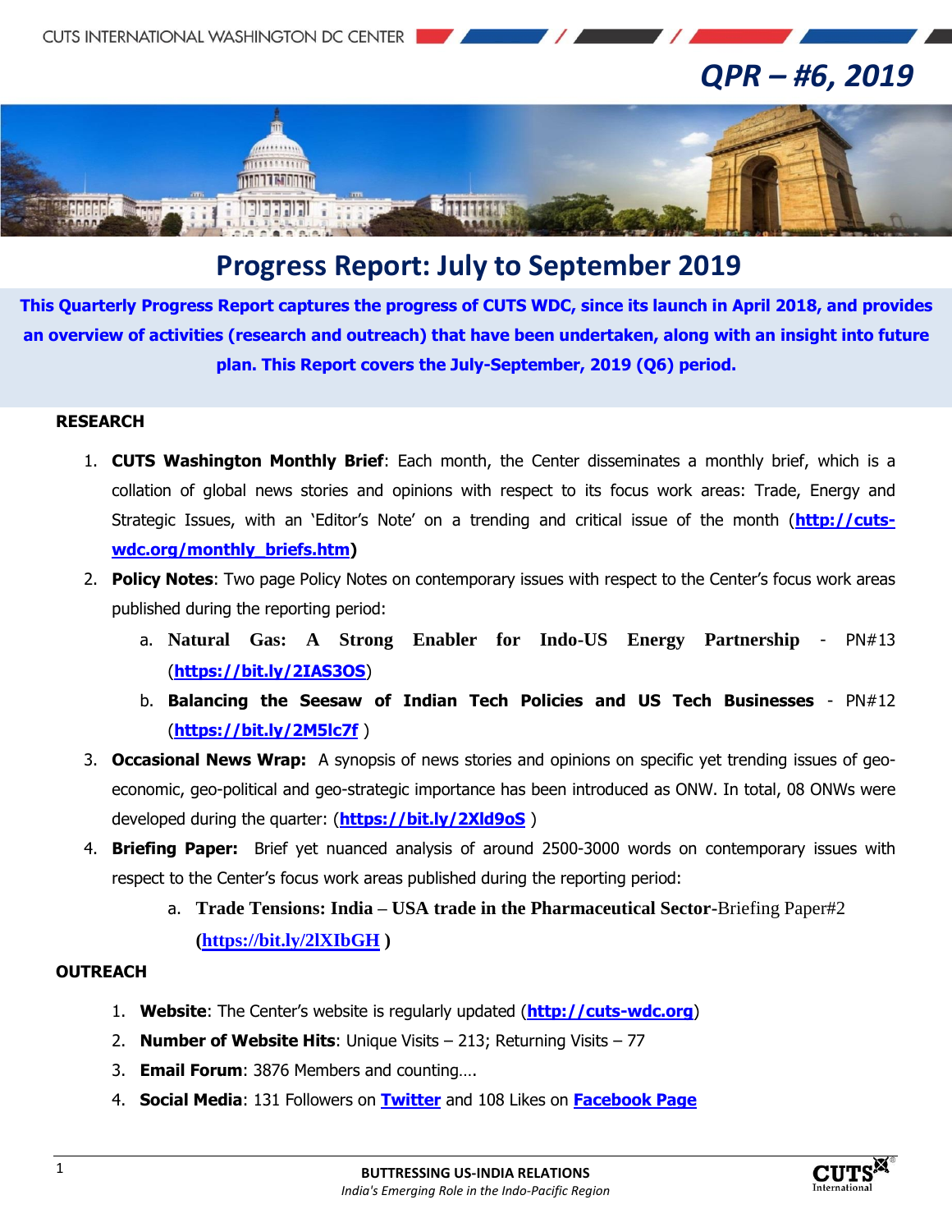# QPR – #6, 2019

## Progress Report: July to September 2019

**This Quarterly Progress Report captures the progress of CUTS WDC, since its launch in April 2018, and provides an overview of activities (research and outreach) that have been undertaken, along with an insight into future plan. This Report covers the July-September, 2019 (Q6) period.**

### RESEARCH

1. **CUTS Washington Monthly Brief**: Each month, the Center disseminates a monthly brief, which is a collation of global news stories and opinions with respect to its focus work areas: Trade, Energy and Strategic Issues, with an 'Editor's Note' on a trending and critical issue of the month (**http://cuts-wdc.org/monthly_briefs.htm**)
2. **Policy Notes**: Two page Policy Notes on contemporary issues with respect to the Center's focus work areas published during the reporting period:
   a. **Natural Gas: A Strong Enabler for Indo-US Energy Partnership** - PN#13 (**https://bit.ly/2IAS3OS**)
   b. **Balancing the Seesaw of Indian Tech Policies and US Tech Businesses** - PN#12 (**https://bit.ly/2M5lc7f** )
3. **Occasional News Wrap:** A synopsis of news stories and opinions on specific yet trending issues of geo-economic, geo-political and geo-strategic importance has been introduced as ONW. In total, 08 ONWs were developed during the quarter: (**https://bit.ly/2Xld9oS** )
4. **Briefing Paper:** Brief yet nuanced analysis of around 2500-3000 words on contemporary issues with respect to the Center's focus work areas published during the reporting period:
   a. **Trade Tensions: India – USA trade in the Pharmaceutical Sector**-Briefing Paper#2 **(https://bit.ly/2lXIbGH )**

### OUTREACH

1. **Website**: The Center's website is regularly updated (**http://cuts-wdc.org**)
2. **Number of Website Hits**: Unique Visits – 213; Returning Visits – 77
3. **Email Forum**: 3876 Members and counting….
4. **Social Media**: 131 Followers on **Twitter** and 108 Likes on **Facebook Page**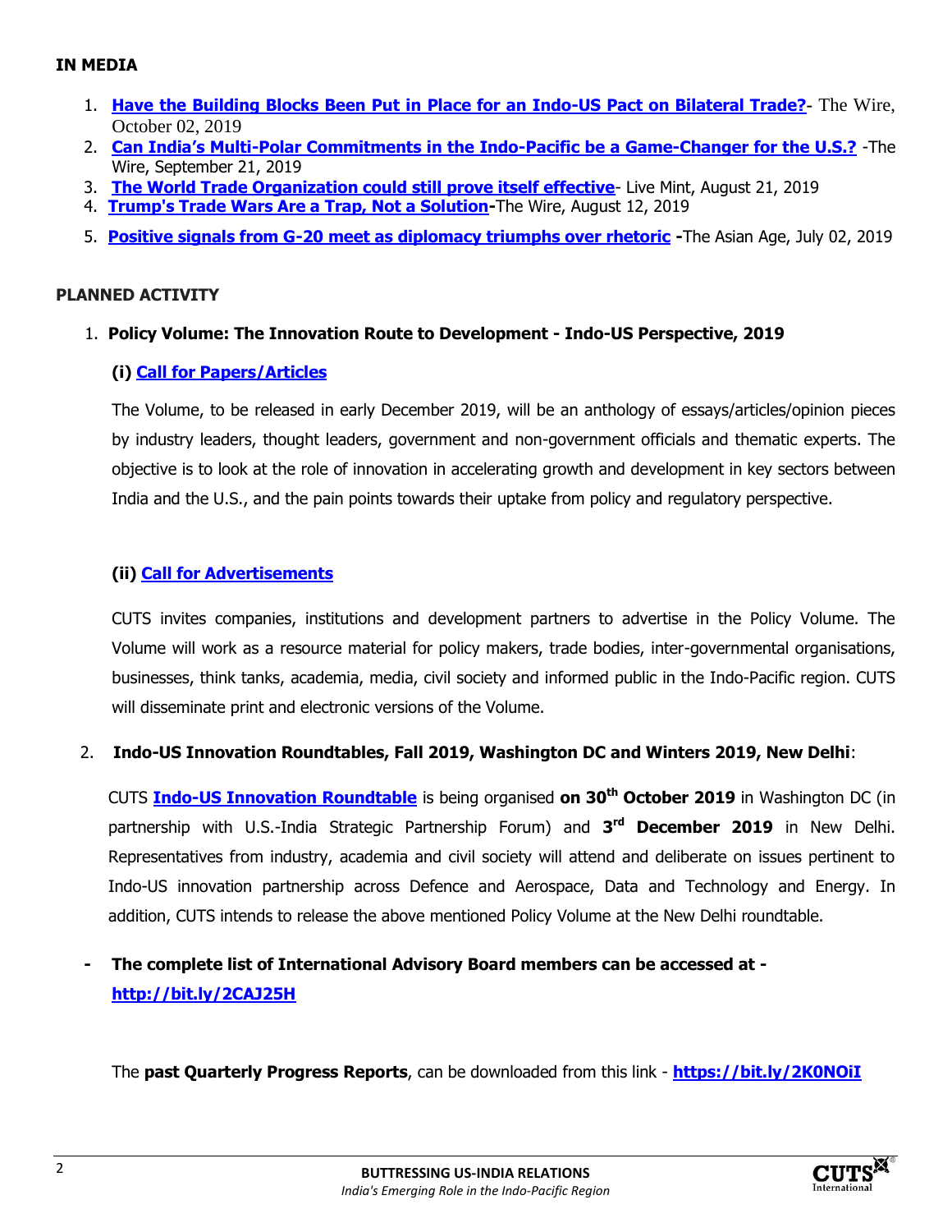**IN MEDIA**

1. **Have the Building Blocks Been Put in Place for an Indo-US Pact on Bilateral Trade?**- The Wire, October 02, 2019
2. **Can India's Multi-Polar Commitments in the Indo-Pacific be a Game-Changer for the U.S.?** -The Wire, September 21, 2019
3. **The World Trade Organization could still prove itself effective**- Live Mint, August 21, 2019
4. **Trump's Trade Wars Are a Trap, Not a Solution-**The Wire, August 12, 2019
5. **Positive signals from G-20 meet as diplomacy triumphs over rhetoric** -The Asian Age, July 02, 2019

**PLANNED ACTIVITY**

1. **Policy Volume: The Innovation Route to Development - Indo-US Perspective, 2019**

   **(i) Call for Papers/Articles**

   The Volume, to be released in early December 2019, will be an anthology of essays/articles/opinion pieces by industry leaders, thought leaders, government and non-government officials and thematic experts. The objective is to look at the role of innovation in accelerating growth and development in key sectors between India and the U.S., and the pain points towards their uptake from policy and regulatory perspective.

   **(ii) Call for Advertisements**

   CUTS invites companies, institutions and development partners to advertise in the Policy Volume. The Volume will work as a resource material for policy makers, trade bodies, inter-governmental organisations, businesses, think tanks, academia, media, civil society and informed public in the Indo-Pacific region. CUTS will disseminate print and electronic versions of the Volume.

2. **Indo-US Innovation Roundtables, Fall 2019, Washington DC and Winters 2019, New Delhi**:

   CUTS **Indo-US Innovation Roundtable** is being organised **on 30th October 2019** in Washington DC (in partnership with U.S.-India Strategic Partnership Forum) and **3rd December 2019** in New Delhi. Representatives from industry, academia and civil society will attend and deliberate on issues pertinent to Indo-US innovation partnership across Defence and Aerospace, Data and Technology and Energy. In addition, CUTS intends to release the above mentioned Policy Volume at the New Delhi roundtable.

- **The complete list of International Advisory Board members can be accessed at - http://bit.ly/2CAJ25H**

The **past Quarterly Progress Reports**, can be downloaded from this link - **https://bit.ly/2K0NOiI**